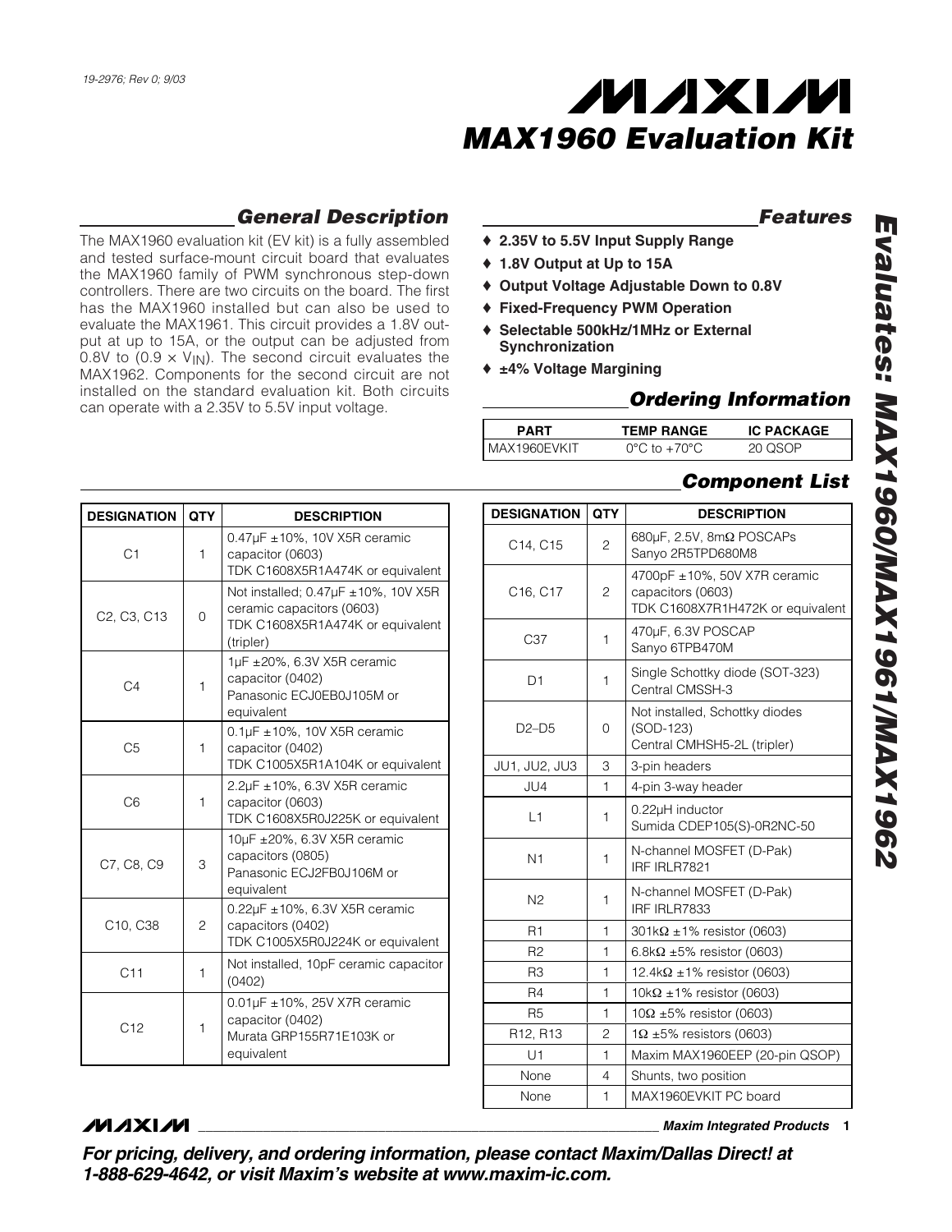19-2976; Rev 0; 9/03

# MAX1960 Evaluation Kit

*Evaluates: MAX1960/MAX1961/MAX1962*

## General Description

The MAX1960 evaluation kit (EV kit) is a fully assembled and tested surface-mount circuit board that evaluates the MAX1960 family of PWM synchronous step-down controllers. There are two circuits on the board. The first has the MAX1960 installed but can also be used to evaluate the MAX1961. This circuit provides a 1.8V output at up to 15A, or the output can be adjusted from 0.8V to (0.9 × $V_{IN}$). The second circuit evaluates the MAX1962. Components for the second circuit are not installed on the standard evaluation kit. Both circuits can operate with a 2.35V to 5.5V input voltage.

## Features

- ♦ **2.35V to 5.5V Input Supply Range**
- ♦ **1.8V Output at Up to 15A**
- ♦ **Output Voltage Adjustable Down to 0.8V**
- ♦ **Fixed-Frequency PWM Operation**
- ♦ **Selectable 500kHz/1MHz or External Synchronization**
- ♦ **±4% Voltage Margining**

## Ordering Information

| PART | TEMP RANGE | IC PACKAGE |
|---|---|---|
| MAX1960EVKIT | 0°C to +70°C | 20 QSOP |

## Component List

| DESIGNATION | QTY | DESCRIPTION |
|---|---|---|
| C1 | 1 | 0.47µF ±10%, 10V X5R ceramic capacitor (0603) TDK C1608X5R1A474K or equivalent |
| C2, C3, C13 | 0 | Not installed; 0.47µF ±10%, 10V X5R ceramic capacitors (0603) TDK C1608X5R1A474K or equivalent (tripler) |
| C4 | 1 | 1µF ±20%, 6.3V X5R ceramic capacitor (0402) Panasonic ECJ0EB0J105M or equivalent |
| C5 | 1 | 0.1µF ±10%, 10V X5R ceramic capacitor (0402) TDK C1005X5R1A104K or equivalent |
| C6 | 1 | 2.2µF ±10%, 6.3V X5R ceramic capacitor (0603) TDK C1608X5R0J225K or equivalent |
| C7, C8, C9 | 3 | 10µF ±20%, 6.3V X5R ceramic capacitors (0805) Panasonic ECJ2FB0J106M or equivalent |
| C10, C38 | 2 | 0.22µF ±10%, 6.3V X5R ceramic capacitors (0402) TDK C1005X5R0J224K or equivalent |
| C11 | 1 | Not installed, 10pF ceramic capacitor (0402) |
| C12 | 1 | 0.01µF ±10%, 25V X7R ceramic capacitor (0402) Murata GRP155R71E103K or equivalent |
| C14, C15 | 2 | 680µF, 2.5V, 8mΩ POSCAPs Sanyo 2R5TPD680M8 |
| C16, C17 | 2 | 4700pF ±10%, 50V X7R ceramic capacitors (0603) TDK C1608X7R1H472K or equivalent |
| C37 | 1 | 470µF, 6.3V POSCAP Sanyo 6TPB470M |
| D1 | 1 | Single Schottky diode (SOT-323) Central CMSSH-3 |
| D2–D5 | 0 | Not installed, Schottky diodes (SOD-123) Central CMHSH5-2L (tripler) |
| JU1, JU2, JU3 | 3 | 3-pin headers |
| JU4 | 1 | 4-pin 3-way header |
| L1 | 1 | 0.22µH inductor Sumida CDEP105(S)-0R2NC-50 |
| N1 | 1 | N-channel MOSFET (D-Pak) IRF IRLR7821 |
| N2 | 1 | N-channel MOSFET (D-Pak) IRF IRLR7833 |
| R1 | 1 | 301kΩ ±1% resistor (0603) |
| R2 | 1 | 6.8kΩ ±5% resistor (0603) |
| R3 | 1 | 12.4kΩ ±1% resistor (0603) |
| R4 | 1 | 10kΩ ±1% resistor (0603) |
| R5 | 1 | 10Ω ±5% resistor (0603) |
| R12, R13 | 2 | 1Ω ±5% resistors (0603) |
| U1 | 1 | Maxim MAX1960EEP (20-pin QSOP) |
| None | 4 | Shunts, two position |
| None | 1 | MAX1960EVKIT PC board |

***For pricing, delivery, and ordering information, please contact Maxim/Dallas Direct! at 1-888-629-4642, or visit Maxim's website at www.maxim-ic.com.***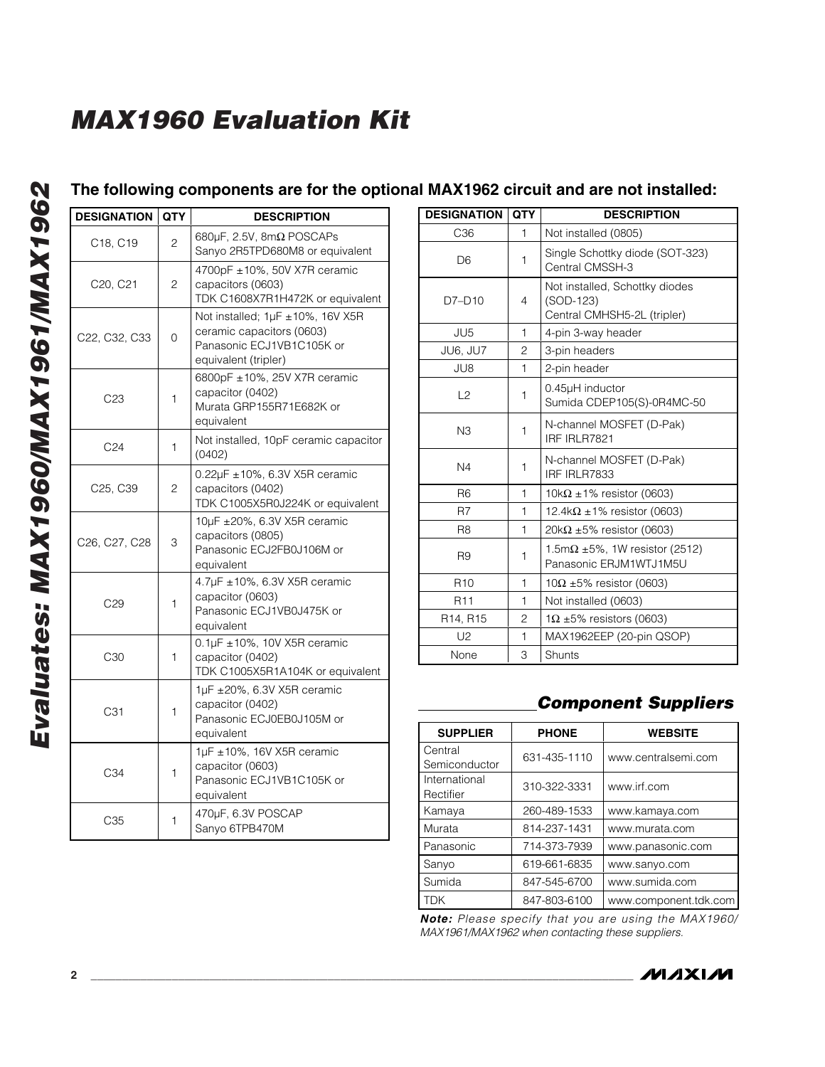## The following components are for the optional MAX1962 circuit and are not installed:

| DESIGNATION | QTY | DESCRIPTION |
|---|---|---|
| C18, C19 | 2 | 680µF, 2.5V, 8mΩ POSCAPs Sanyo 2R5TPD680M8 or equivalent |
| C20, C21 | 2 | 4700pF ±10%, 50V X7R ceramic capacitors (0603) TDK C1608X7R1H472K or equivalent |
| C22, C32, C33 | 0 | Not installed; 1µF ±10%, 16V X5R ceramic capacitors (0603) Panasonic ECJ1VB1C105K or equivalent (tripler) |
| C23 | 1 | 6800pF ±10%, 25V X7R ceramic capacitor (0402) Murata GRP155R71E682K or equivalent |
| C24 | 1 | Not installed, 10pF ceramic capacitor (0402) |
| C25, C39 | 2 | 0.22µF ±10%, 6.3V X5R ceramic capacitors (0402) TDK C1005X5R0J224K or equivalent |
| C26, C27, C28 | 3 | 10µF ±20%, 6.3V X5R ceramic capacitors (0805) Panasonic ECJ2FB0J106M or equivalent |
| C29 | 1 | 4.7µF ±10%, 6.3V X5R ceramic capacitor (0603) Panasonic ECJ1VB0J475K or equivalent |
| C30 | 1 | 0.1µF ±10%, 10V X5R ceramic capacitor (0402) TDK C1005X5R1A104K or equivalent |
| C31 | 1 | 1µF ±20%, 6.3V X5R ceramic capacitor (0402) Panasonic ECJ0EB0J105M or equivalent |
| C34 | 1 | 1µF ±10%, 16V X5R ceramic capacitor (0603) Panasonic ECJ1VB1C105K or equivalent |
| C35 | 1 | 470µF, 6.3V POSCAP Sanyo 6TPB470M |
| C36 | 1 | Not installed (0805) |
| D6 | 1 | Single Schottky diode (SOT-323) Central CMSSH-3 |
| D7–D10 | 4 | Not installed, Schottky diodes (SOD-123) Central CMHSH5-2L (tripler) |
| JU5 | 1 | 4-pin 3-way header |
| JU6, JU7 | 2 | 3-pin headers |
| JU8 | 1 | 2-pin header |
| L2 | 1 | 0.45µH inductor Sumida CDEP105(S)-0R4MC-50 |
| N3 | 1 | N-channel MOSFET (D-Pak) IRF IRLR7821 |
| N4 | 1 | N-channel MOSFET (D-Pak) IRF IRLR7833 |
| R6 | 1 | 10kΩ ±1% resistor (0603) |
| R7 | 1 | 12.4kΩ ±1% resistor (0603) |
| R8 | 1 | 20kΩ ±5% resistor (0603) |
| R9 | 1 | 1.5mΩ ±5%, 1W resistor (2512) Panasonic ERJM1WTJ1M5U |
| R10 | 1 | 10Ω ±5% resistor (0603) |
| R11 | 1 | Not installed (0603) |
| R14, R15 | 2 | 1Ω ±5% resistors (0603) |
| U2 | 1 | MAX1962EEP (20-pin QSOP) |
| None | 3 | Shunts |

## Component Suppliers

| SUPPLIER | PHONE | WEBSITE |
|---|---|---|
| Central Semiconductor | 631-435-1110 | www.centralsemi.com |
| International Rectifier | 310-322-3331 | www.irf.com |
| Kamaya | 260-489-1533 | www.kamaya.com |
| Murata | 814-237-1431 | www.murata.com |
| Panasonic | 714-373-7939 | www.panasonic.com |
| Sanyo | 619-661-6835 | www.sanyo.com |
| Sumida | 847-545-6700 | www.sumida.com |
| TDK | 847-803-6100 | www.component.tdk.com |

***Note:*** *Please specify that you are using the MAX1960/MAX1961/MAX1962 when contacting these suppliers.*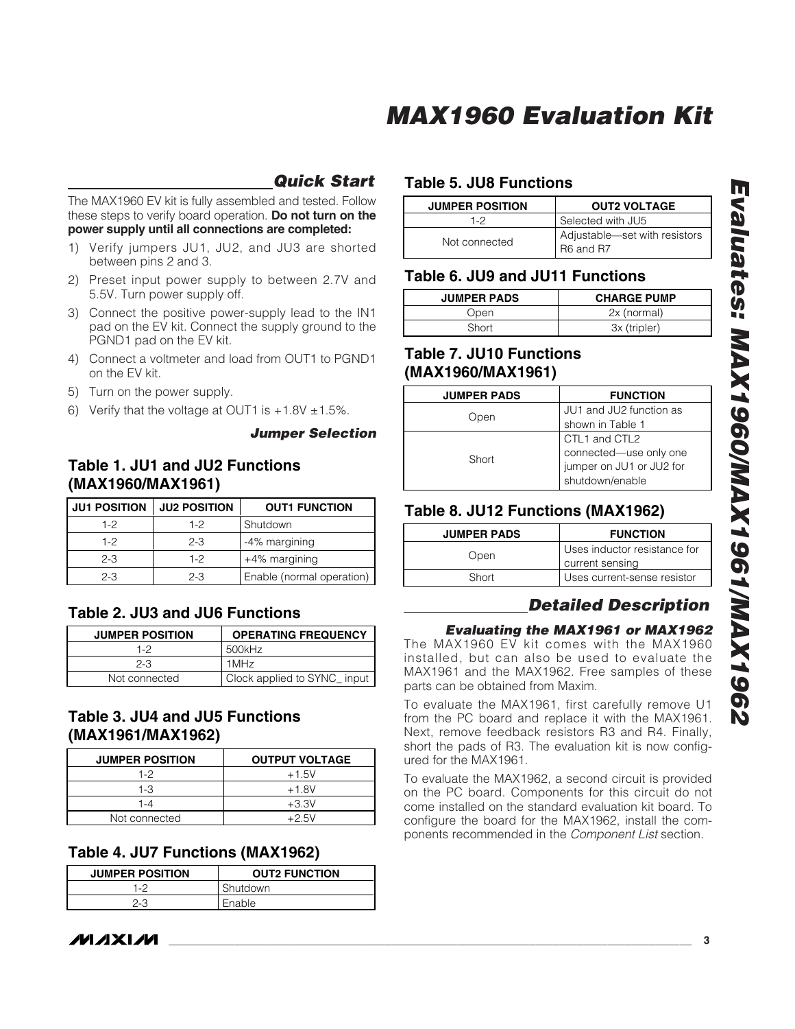## Quick Start

The MAX1960 EV kit is fully assembled and tested. Follow these steps to verify board operation. **Do not turn on the power supply until all connections are completed:**

1) Verify jumpers JU1, JU2, and JU3 are shorted between pins 2 and 3.
2) Preset input power supply to between 2.7V and 5.5V. Turn power supply off.
3) Connect the positive power-supply lead to the IN1 pad on the EV kit. Connect the supply ground to the PGND1 pad on the EV kit.
4) Connect a voltmeter and load from OUT1 to PGND1 on the EV kit.
5) Turn on the power supply.
6) Verify that the voltage at OUT1 is +1.8V ±1.5%.

### Jumper Selection

### Table 1. JU1 and JU2 Functions (MAX1960/MAX1961)

| JU1 POSITION | JU2 POSITION | OUT1 FUNCTION |
|---|---|---|
| 1-2 | 1-2 | Shutdown |
| 1-2 | 2-3 | -4% margining |
| 2-3 | 1-2 | +4% margining |
| 2-3 | 2-3 | Enable (normal operation) |

### Table 2. JU3 and JU6 Functions

| JUMPER POSITION | OPERATING FREQUENCY |
|---|---|
| 1-2 | 500kHz |
| 2-3 | 1MHz |
| Not connected | Clock applied to SYNC_ input |

### Table 3. JU4 and JU5 Functions (MAX1961/MAX1962)

| JUMPER POSITION | OUTPUT VOLTAGE |
|---|---|
| 1-2 | +1.5V |
| 1-3 | +1.8V |
| 1-4 | +3.3V |
| Not connected | +2.5V |

### Table 4. JU7 Functions (MAX1962)

| JUMPER POSITION | OUT2 FUNCTION |
|---|---|
| 1-2 | Shutdown |
| 2-3 | Enable |

### Table 5. JU8 Functions

| JUMPER POSITION | OUT2 VOLTAGE |
|---|---|
| 1-2 | Selected with JU5 |
| Not connected | Adjustable—set with resistors R6 and R7 |

### Table 6. JU9 and JU11 Functions

| JUMPER PADS | CHARGE PUMP |
|---|---|
| Open | 2x (normal) |
| Short | 3x (tripler) |

### Table 7. JU10 Functions (MAX1960/MAX1961)

| JUMPER PADS | FUNCTION |
|---|---|
| Open | JU1 and JU2 function as shown in Table 1 |
| Short | CTL1 and CTL2 connected—use only one jumper on JU1 or JU2 for shutdown/enable |

### Table 8. JU12 Functions (MAX1962)

| JUMPER PADS | FUNCTION |
|---|---|
| Open | Uses inductor resistance for current sensing |
| Short | Uses current-sense resistor |

## Detailed Description

### Evaluating the MAX1961 or MAX1962

The MAX1960 EV kit comes with the MAX1960 installed, but can also be used to evaluate the MAX1961 and the MAX1962. Free samples of these parts can be obtained from Maxim.

To evaluate the MAX1961, first carefully remove U1 from the PC board and replace it with the MAX1961. Next, remove feedback resistors R3 and R4. Finally, short the pads of R3. The evaluation kit is now configured for the MAX1961.

To evaluate the MAX1962, a second circuit is provided on the PC board. Components for this circuit do not come installed on the standard evaluation kit board. To configure the board for the MAX1962, install the components recommended in the *Component List* section.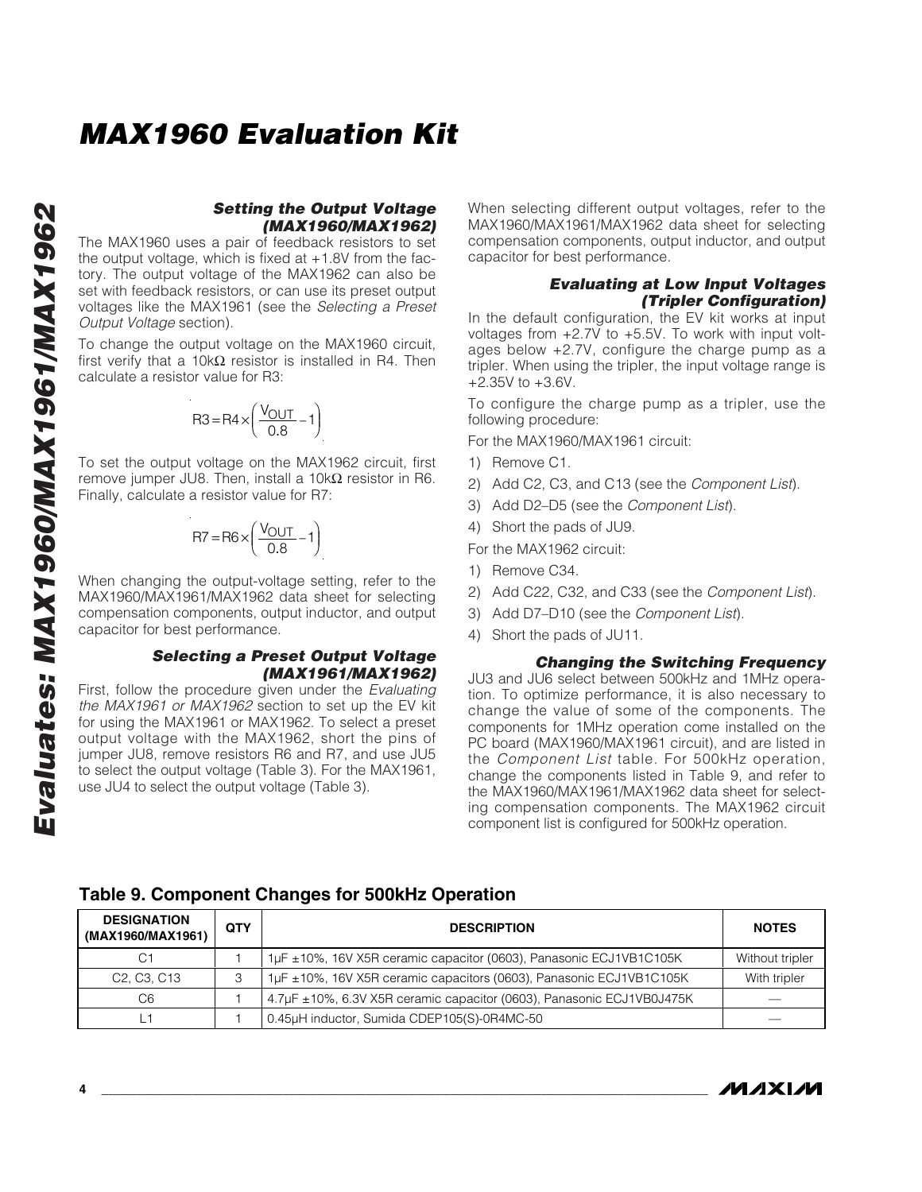### Setting the Output Voltage (MAX1960/MAX1962)

The MAX1960 uses a pair of feedback resistors to set the output voltage, which is fixed at +1.8V from the factory. The output voltage of the MAX1962 can also be set with feedback resistors, or can use its preset output voltages like the MAX1961 (see the *Selecting a Preset Output Voltage* section).

To change the output voltage on the MAX1960 circuit, first verify that a 10kΩ resistor is installed in R4. Then calculate a resistor value for R3:

$$R3 = R4 \times \left( \frac{V_{OUT}}{0.8} - 1 \right)$$

To set the output voltage on the MAX1962 circuit, first remove jumper JU8. Then, install a 10kΩ resistor in R6. Finally, calculate a resistor value for R7:

$$R7 = R6 \times \left( \frac{V_{OUT}}{0.8} - 1 \right)$$

When changing the output-voltage setting, refer to the MAX1960/MAX1961/MAX1962 data sheet for selecting compensation components, output inductor, and output capacitor for best performance.

### Selecting a Preset Output Voltage (MAX1961/MAX1962)

First, follow the procedure given under the *Evaluating the MAX1961 or MAX1962* section to set up the EV kit for using the MAX1961 or MAX1962. To select a preset output voltage with the MAX1962, short the pins of jumper JU8, remove resistors R6 and R7, and use JU5 to select the output voltage (Table 3). For the MAX1961, use JU4 to select the output voltage (Table 3).

When selecting different output voltages, refer to the MAX1960/MAX1961/MAX1962 data sheet for selecting compensation components, output inductor, and output capacitor for best performance.

### Evaluating at Low Input Voltages (Tripler Configuration)

In the default configuration, the EV kit works at input voltages from +2.7V to +5.5V. To work with input voltages below +2.7V, configure the charge pump as a tripler. When using the tripler, the input voltage range is +2.35V to +3.6V.

To configure the charge pump as a tripler, use the following procedure:

For the MAX1960/MAX1961 circuit:

1) Remove C1.
2) Add C2, C3, and C13 (see the *Component List*).
3) Add D2–D5 (see the *Component List*).
4) Short the pads of JU9.

For the MAX1962 circuit:

1) Remove C34.
2) Add C22, C32, and C33 (see the *Component List*).
3) Add D7–D10 (see the *Component List*).
4) Short the pads of JU11.

### Changing the Switching Frequency

JU3 and JU6 select between 500kHz and 1MHz operation. To optimize performance, it is also necessary to change the value of some of the components. The components for 1MHz operation come installed on the PC board (MAX1960/MAX1961 circuit), and are listed in the *Component List* table. For 500kHz operation, change the components listed in Table 9, and refer to the MAX1960/MAX1961/MAX1962 data sheet for selecting compensation components. The MAX1962 circuit component list is configured for 500kHz operation.

### Table 9. Component Changes for 500kHz Operation

| DESIGNATION (MAX1960/MAX1961) | QTY | DESCRIPTION | NOTES |
|---|---|---|---|
| C1 | 1 | 1µF ±10%, 16V X5R ceramic capacitor (0603), Panasonic ECJ1VB1C105K | Without tripler |
| C2, C3, C13 | 3 | 1µF ±10%, 16V X5R ceramic capacitors (0603), Panasonic ECJ1VB1C105K | With tripler |
| C6 | 1 | 4.7µF ±10%, 6.3V X5R ceramic capacitor (0603), Panasonic ECJ1VB0J475K | — |
| L1 | 1 | 0.45µH inductor, Sumida CDEP105(S)-0R4MC-50 | — |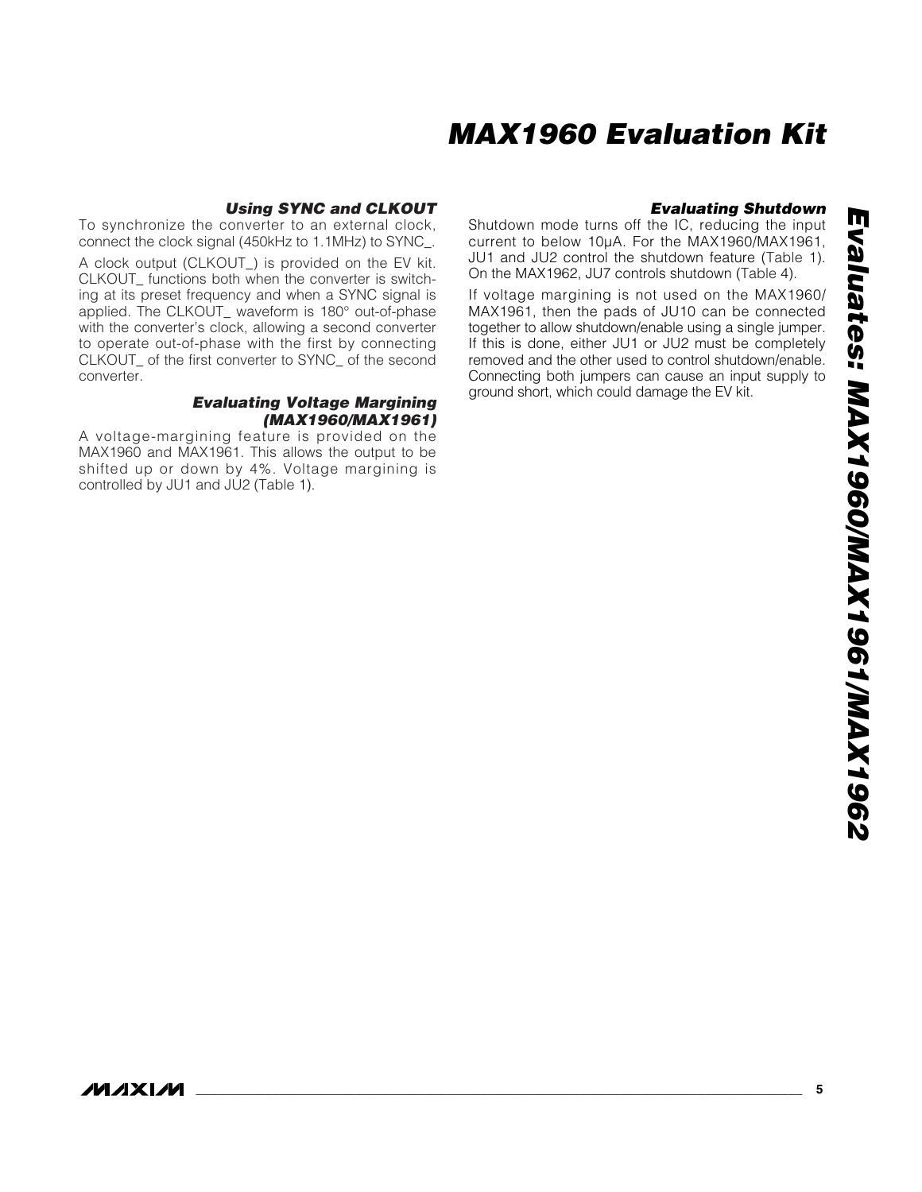### Using SYNC and CLKOUT

To synchronize the converter to an external clock, connect the clock signal (450kHz to 1.1MHz) to SYNC_.

A clock output (CLKOUT_) is provided on the EV kit. CLKOUT_ functions both when the converter is switching at its preset frequency and when a SYNC signal is applied. The CLKOUT_ waveform is 180° out-of-phase with the converter's clock, allowing a second converter to operate out-of-phase with the first by connecting CLKOUT_ of the first converter to SYNC_ of the second converter.

### Evaluating Voltage Margining (MAX1960/MAX1961)

A voltage-margining feature is provided on the MAX1960 and MAX1961. This allows the output to be shifted up or down by 4%. Voltage margining is controlled by JU1 and JU2 (Table 1).

### Evaluating Shutdown

Shutdown mode turns off the IC, reducing the input current to below 10µA. For the MAX1960/MAX1961, JU1 and JU2 control the shutdown feature (Table 1). On the MAX1962, JU7 controls shutdown (Table 4).

If voltage margining is not used on the MAX1960/MAX1961, then the pads of JU10 can be connected together to allow shutdown/enable using a single jumper. If this is done, either JU1 or JU2 must be completely removed and the other used to control shutdown/enable. Connecting both jumpers can cause an input supply to ground short, which could damage the EV kit.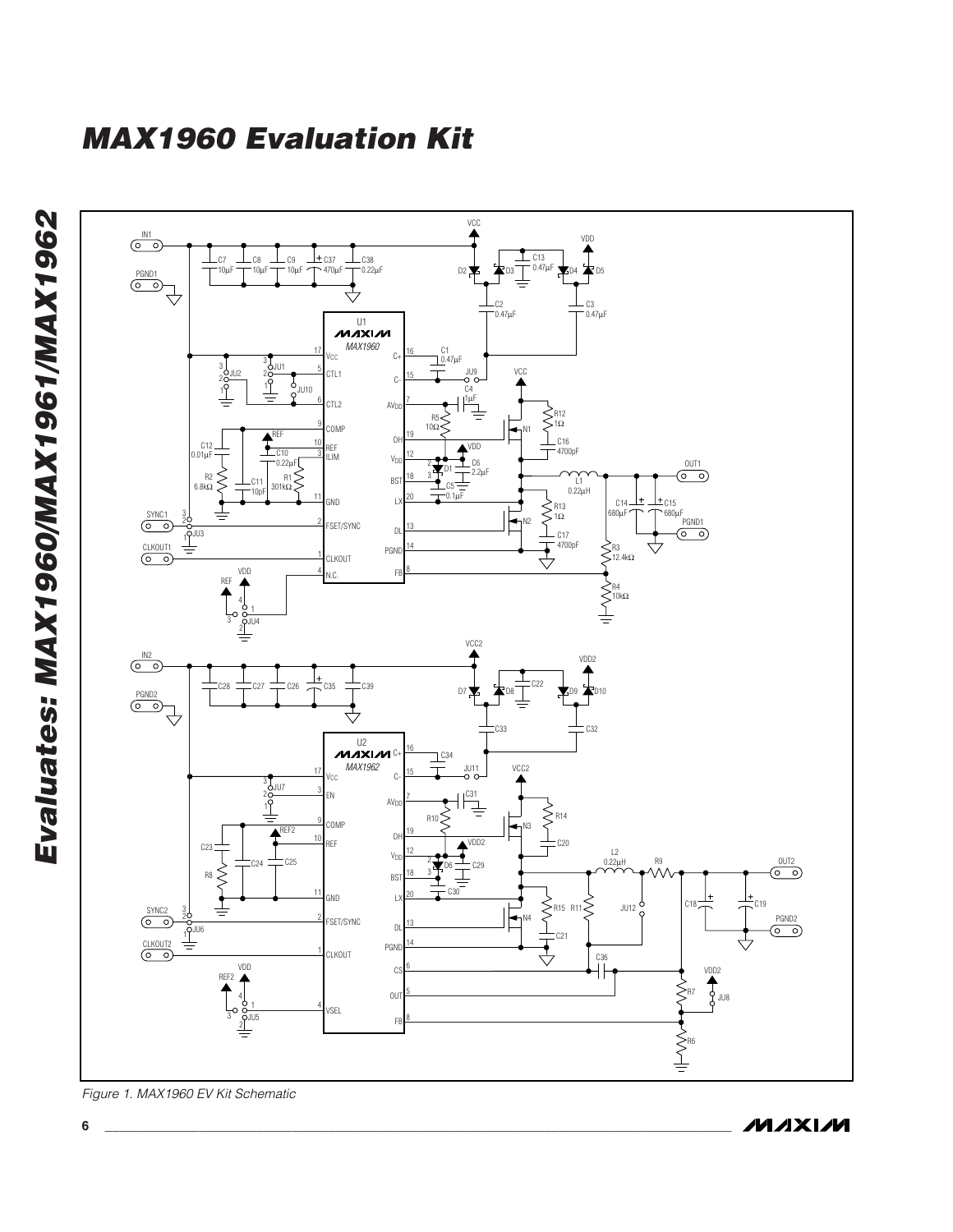# MAX1960 Evaluation Kit

Figure 1. MAX1960 EV Kit Schematic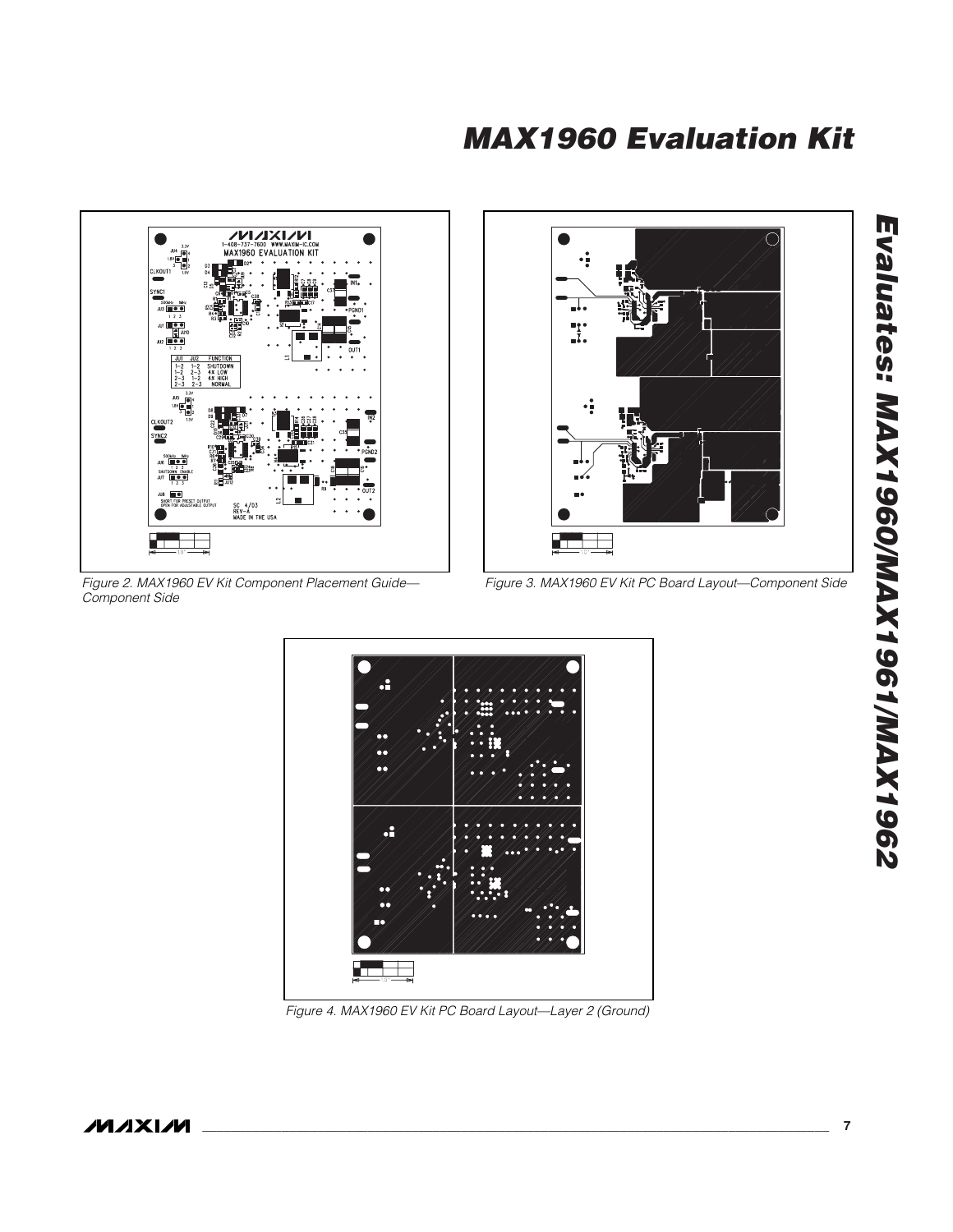# MAX1960 Evaluation Kit

Figure 2. MAX1960 EV Kit Component Placement Guide—Component Side

Figure 3. MAX1960 EV Kit PC Board Layout—Component Side

Figure 4. MAX1960 EV Kit PC Board Layout—Layer 2 (Ground)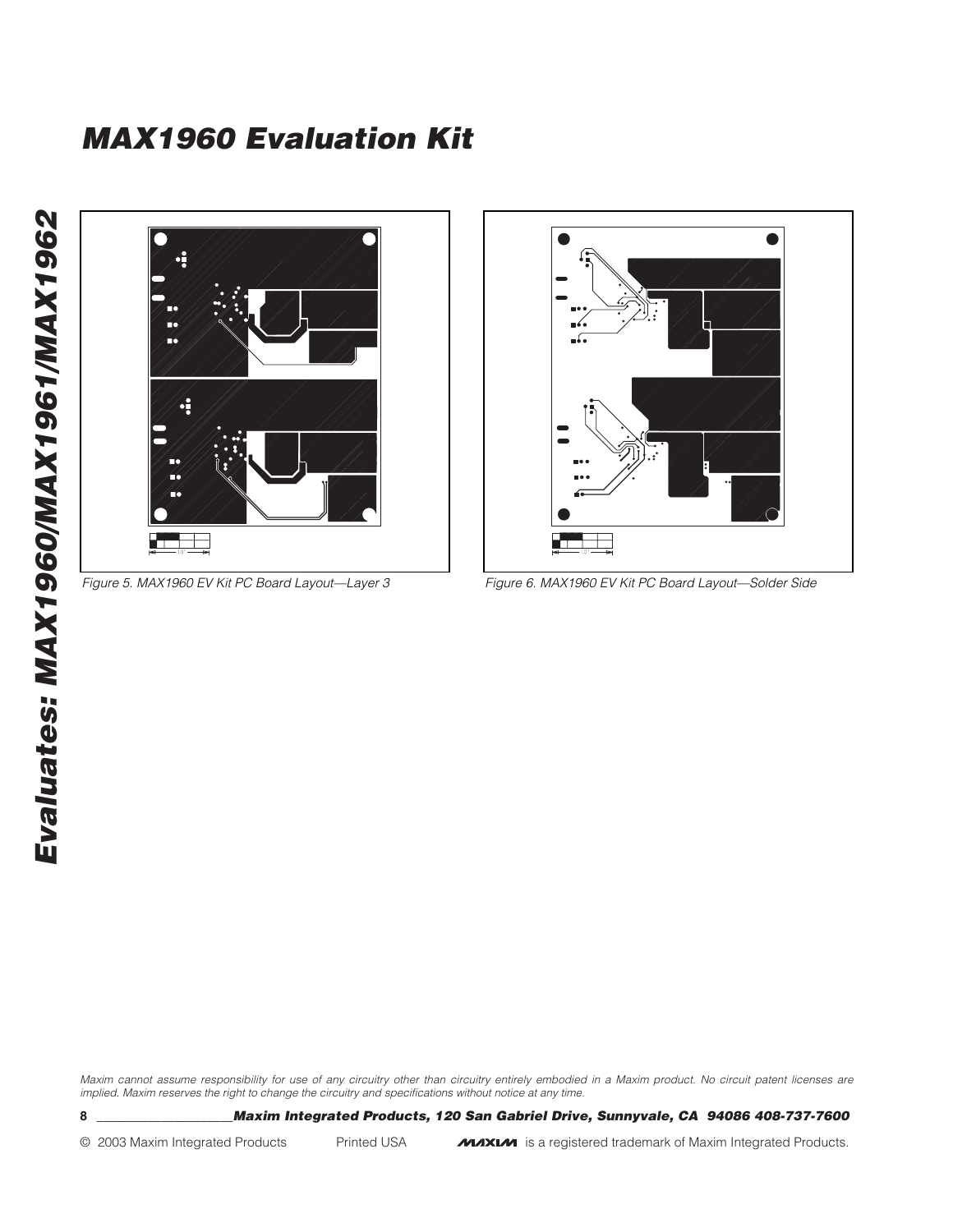Figure 5. MAX1960 EV Kit PC Board Layout—Layer 3

Figure 6. MAX1960 EV Kit PC Board Layout—Solder Side

*Maxim cannot assume responsibility for use of any circuitry other than circuitry entirely embodied in a Maxim product. No circuit patent licenses are implied. Maxim reserves the right to change the circuitry and specifications without notice at any time.*

***Maxim Integrated Products, 120 San Gabriel Drive, Sunnyvale, CA 94086 408-737-7600***

© 2003 Maxim Integrated Products Printed USA **MAXIM** is a registered trademark of Maxim Integrated Products.